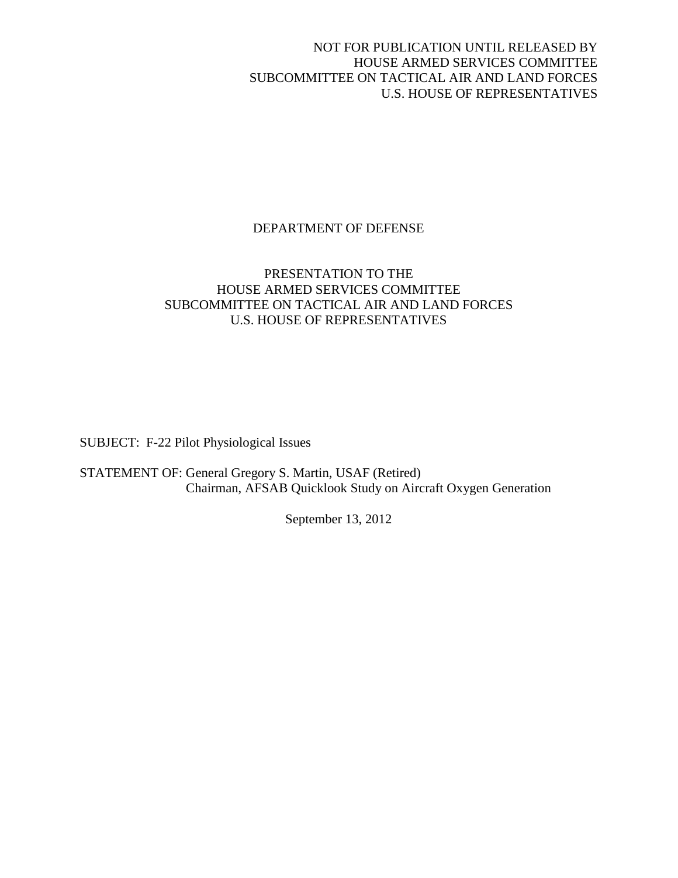NOT FOR PUBLICATION UNTIL RELEASED BY
HOUSE ARMED SERVICES COMMITTEE
SUBCOMMITTEE ON TACTICAL AIR AND LAND FORCES
U.S. HOUSE OF REPRESENTATIVES

DEPARTMENT OF DEFENSE

PRESENTATION TO THE
HOUSE ARMED SERVICES COMMITTEE
SUBCOMMITTEE ON TACTICAL AIR AND LAND FORCES
U.S. HOUSE OF REPRESENTATIVES

SUBJECT: F-22 Pilot Physiological Issues

STATEMENT OF: General Gregory S. Martin, USAF (Retired)
Chairman, AFSAB Quicklook Study on Aircraft Oxygen Generation

September 13, 2012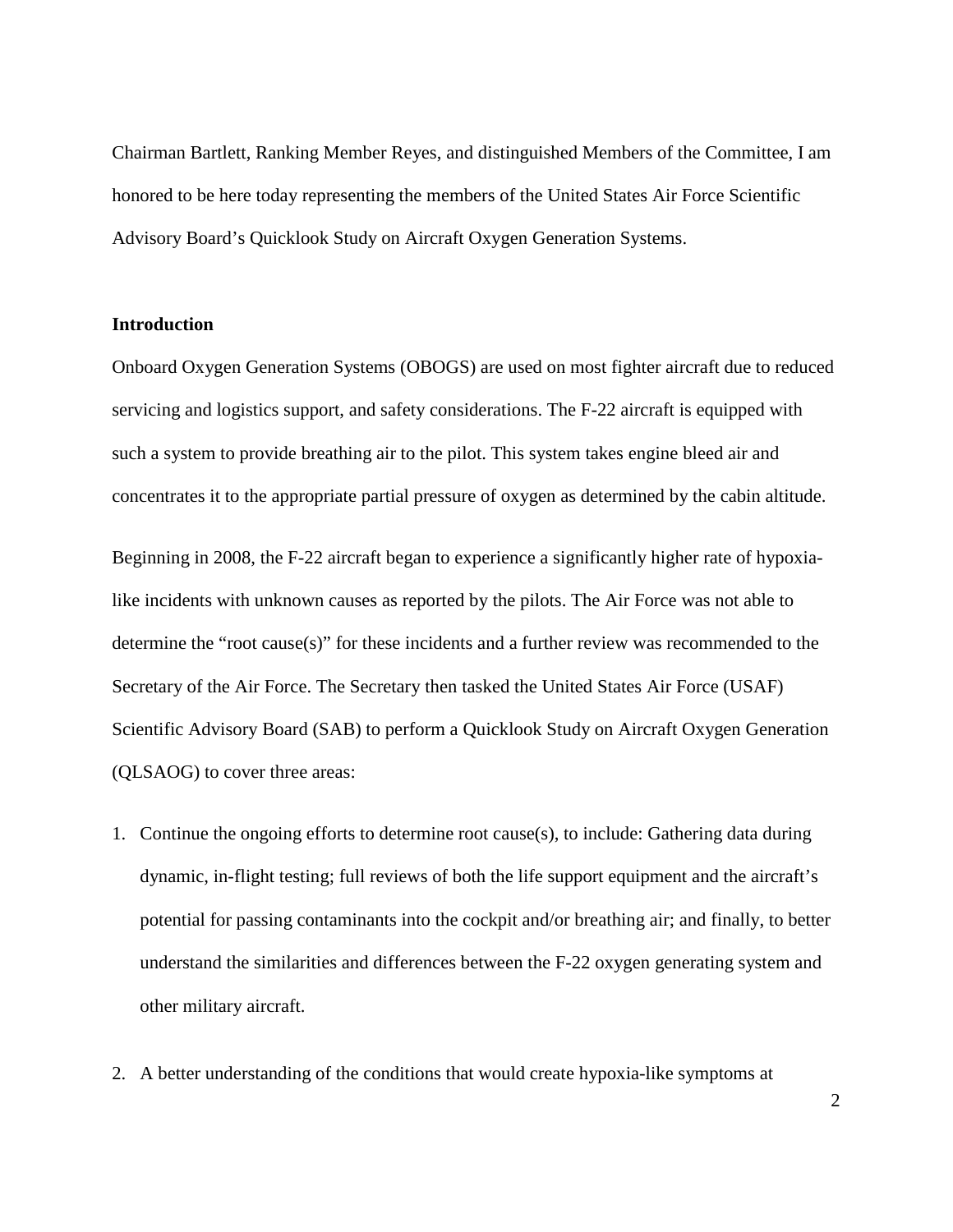Chairman Bartlett, Ranking Member Reyes, and distinguished Members of the Committee, I am honored to be here today representing the members of the United States Air Force Scientific Advisory Board's Quicklook Study on Aircraft Oxygen Generation Systems.

**Introduction**

Onboard Oxygen Generation Systems (OBOGS) are used on most fighter aircraft due to reduced servicing and logistics support, and safety considerations. The F-22 aircraft is equipped with such a system to provide breathing air to the pilot. This system takes engine bleed air and concentrates it to the appropriate partial pressure of oxygen as determined by the cabin altitude.

Beginning in 2008, the F-22 aircraft began to experience a significantly higher rate of hypoxia-like incidents with unknown causes as reported by the pilots. The Air Force was not able to determine the "root cause(s)" for these incidents and a further review was recommended to the Secretary of the Air Force. The Secretary then tasked the United States Air Force (USAF) Scientific Advisory Board (SAB) to perform a Quicklook Study on Aircraft Oxygen Generation (QLSAOG) to cover three areas:

1. Continue the ongoing efforts to determine root cause(s), to include: Gathering data during dynamic, in-flight testing; full reviews of both the life support equipment and the aircraft's potential for passing contaminants into the cockpit and/or breathing air; and finally, to better understand the similarities and differences between the F-22 oxygen generating system and other military aircraft.

2. A better understanding of the conditions that would create hypoxia-like symptoms at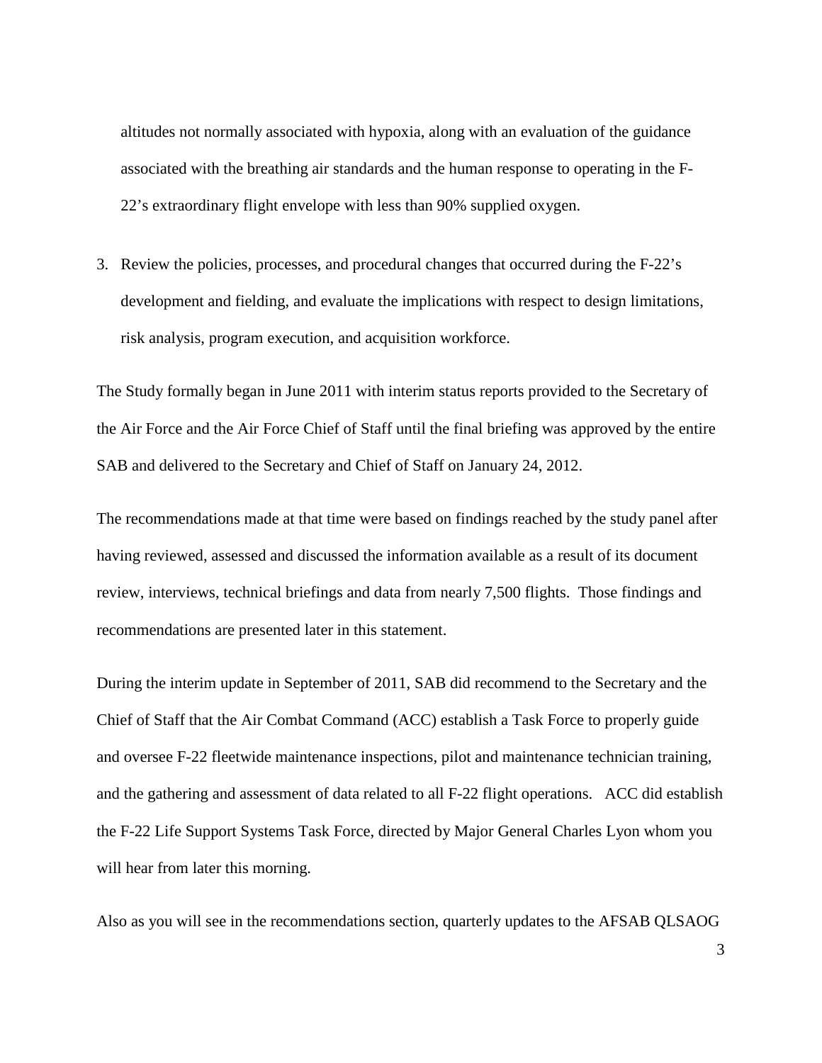altitudes not normally associated with hypoxia, along with an evaluation of the guidance associated with the breathing air standards and the human response to operating in the F-22's extraordinary flight envelope with less than 90% supplied oxygen.

3. Review the policies, processes, and procedural changes that occurred during the F-22's development and fielding, and evaluate the implications with respect to design limitations, risk analysis, program execution, and acquisition workforce.

The Study formally began in June 2011 with interim status reports provided to the Secretary of the Air Force and the Air Force Chief of Staff until the final briefing was approved by the entire SAB and delivered to the Secretary and Chief of Staff on January 24, 2012.

The recommendations made at that time were based on findings reached by the study panel after having reviewed, assessed and discussed the information available as a result of its document review, interviews, technical briefings and data from nearly 7,500 flights. Those findings and recommendations are presented later in this statement.

During the interim update in September of 2011, SAB did recommend to the Secretary and the Chief of Staff that the Air Combat Command (ACC) establish a Task Force to properly guide and oversee F-22 fleetwide maintenance inspections, pilot and maintenance technician training, and the gathering and assessment of data related to all F-22 flight operations. ACC did establish the F-22 Life Support Systems Task Force, directed by Major General Charles Lyon whom you will hear from later this morning.

Also as you will see in the recommendations section, quarterly updates to the AFSAB QLSAOG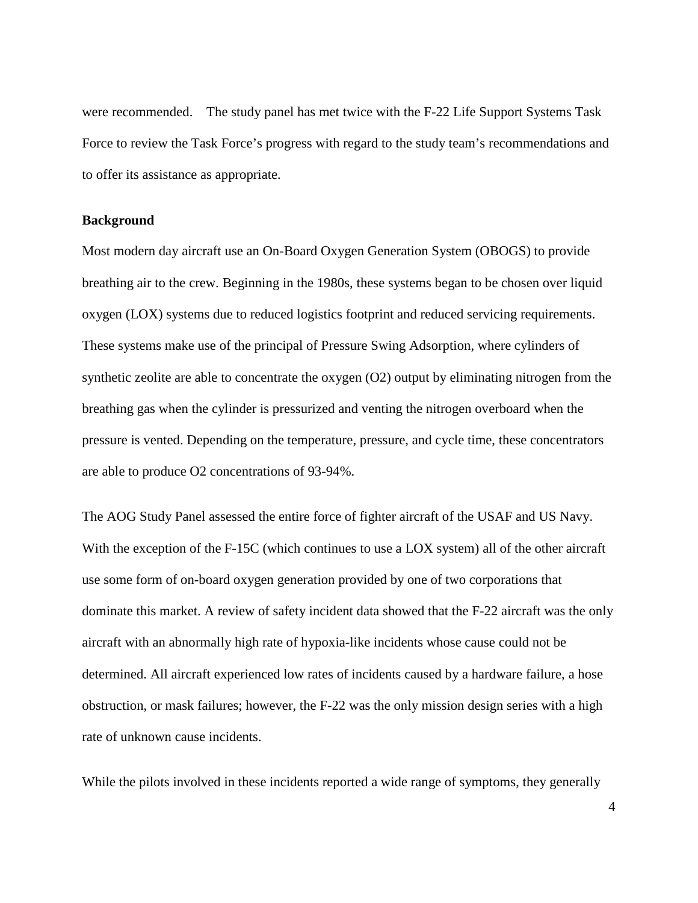were recommended. The study panel has met twice with the F-22 Life Support Systems Task Force to review the Task Force's progress with regard to the study team's recommendations and to offer its assistance as appropriate.

**Background**

Most modern day aircraft use an On-Board Oxygen Generation System (OBOGS) to provide breathing air to the crew. Beginning in the 1980s, these systems began to be chosen over liquid oxygen (LOX) systems due to reduced logistics footprint and reduced servicing requirements. These systems make use of the principal of Pressure Swing Adsorption, where cylinders of synthetic zeolite are able to concentrate the oxygen ($O_2$) output by eliminating nitrogen from the breathing gas when the cylinder is pressurized and venting the nitrogen overboard when the pressure is vented. Depending on the temperature, pressure, and cycle time, these concentrators are able to produce $O_2$ concentrations of 93-94%.

The AOG Study Panel assessed the entire force of fighter aircraft of the USAF and US Navy. With the exception of the F-15C (which continues to use a LOX system) all of the other aircraft use some form of on-board oxygen generation provided by one of two corporations that dominate this market. A review of safety incident data showed that the F-22 aircraft was the only aircraft with an abnormally high rate of hypoxia-like incidents whose cause could not be determined. All aircraft experienced low rates of incidents caused by a hardware failure, a hose obstruction, or mask failures; however, the F-22 was the only mission design series with a high rate of unknown cause incidents.

While the pilots involved in these incidents reported a wide range of symptoms, they generally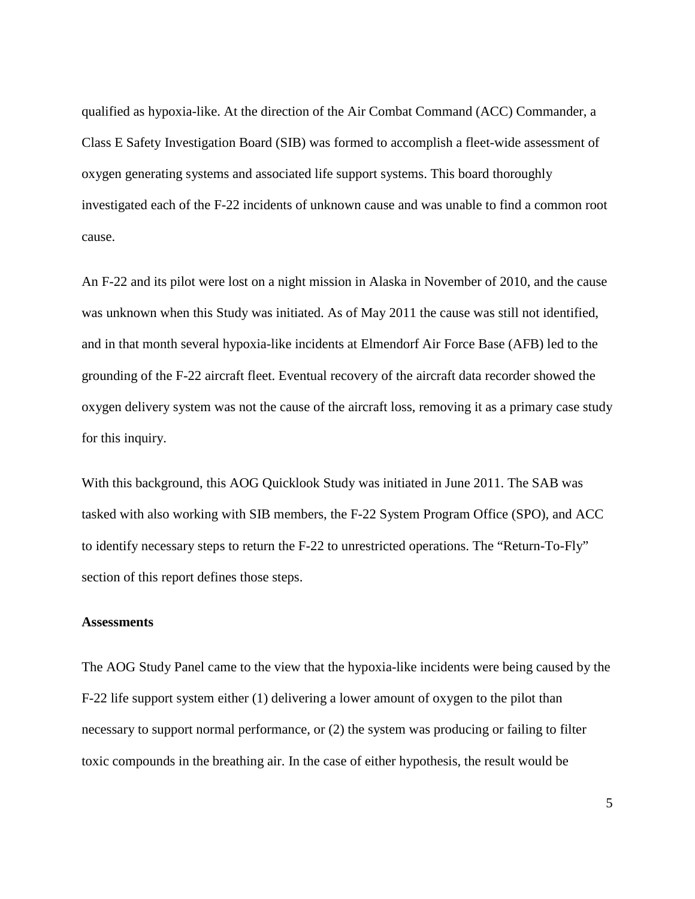qualified as hypoxia-like. At the direction of the Air Combat Command (ACC) Commander, a Class E Safety Investigation Board (SIB) was formed to accomplish a fleet-wide assessment of oxygen generating systems and associated life support systems. This board thoroughly investigated each of the F-22 incidents of unknown cause and was unable to find a common root cause.

An F-22 and its pilot were lost on a night mission in Alaska in November of 2010, and the cause was unknown when this Study was initiated. As of May 2011 the cause was still not identified, and in that month several hypoxia-like incidents at Elmendorf Air Force Base (AFB) led to the grounding of the F-22 aircraft fleet. Eventual recovery of the aircraft data recorder showed the oxygen delivery system was not the cause of the aircraft loss, removing it as a primary case study for this inquiry.

With this background, this AOG Quicklook Study was initiated in June 2011. The SAB was tasked with also working with SIB members, the F-22 System Program Office (SPO), and ACC to identify necessary steps to return the F-22 to unrestricted operations. The "Return-To-Fly" section of this report defines those steps.

**Assessments**

The AOG Study Panel came to the view that the hypoxia-like incidents were being caused by the F-22 life support system either (1) delivering a lower amount of oxygen to the pilot than necessary to support normal performance, or (2) the system was producing or failing to filter toxic compounds in the breathing air. In the case of either hypothesis, the result would be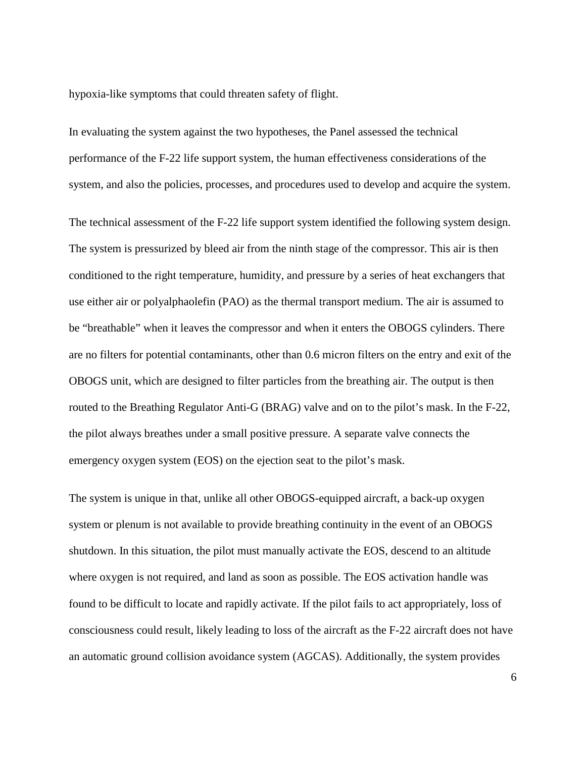hypoxia-like symptoms that could threaten safety of flight.

In evaluating the system against the two hypotheses, the Panel assessed the technical performance of the F-22 life support system, the human effectiveness considerations of the system, and also the policies, processes, and procedures used to develop and acquire the system.

The technical assessment of the F-22 life support system identified the following system design. The system is pressurized by bleed air from the ninth stage of the compressor. This air is then conditioned to the right temperature, humidity, and pressure by a series of heat exchangers that use either air or polyalphaolefin (PAO) as the thermal transport medium. The air is assumed to be "breathable" when it leaves the compressor and when it enters the OBOGS cylinders. There are no filters for potential contaminants, other than 0.6 micron filters on the entry and exit of the OBOGS unit, which are designed to filter particles from the breathing air. The output is then routed to the Breathing Regulator Anti-G (BRAG) valve and on to the pilot's mask. In the F-22, the pilot always breathes under a small positive pressure. A separate valve connects the emergency oxygen system (EOS) on the ejection seat to the pilot's mask.

The system is unique in that, unlike all other OBOGS-equipped aircraft, a back-up oxygen system or plenum is not available to provide breathing continuity in the event of an OBOGS shutdown. In this situation, the pilot must manually activate the EOS, descend to an altitude where oxygen is not required, and land as soon as possible. The EOS activation handle was found to be difficult to locate and rapidly activate. If the pilot fails to act appropriately, loss of consciousness could result, likely leading to loss of the aircraft as the F-22 aircraft does not have an automatic ground collision avoidance system (AGCAS). Additionally, the system provides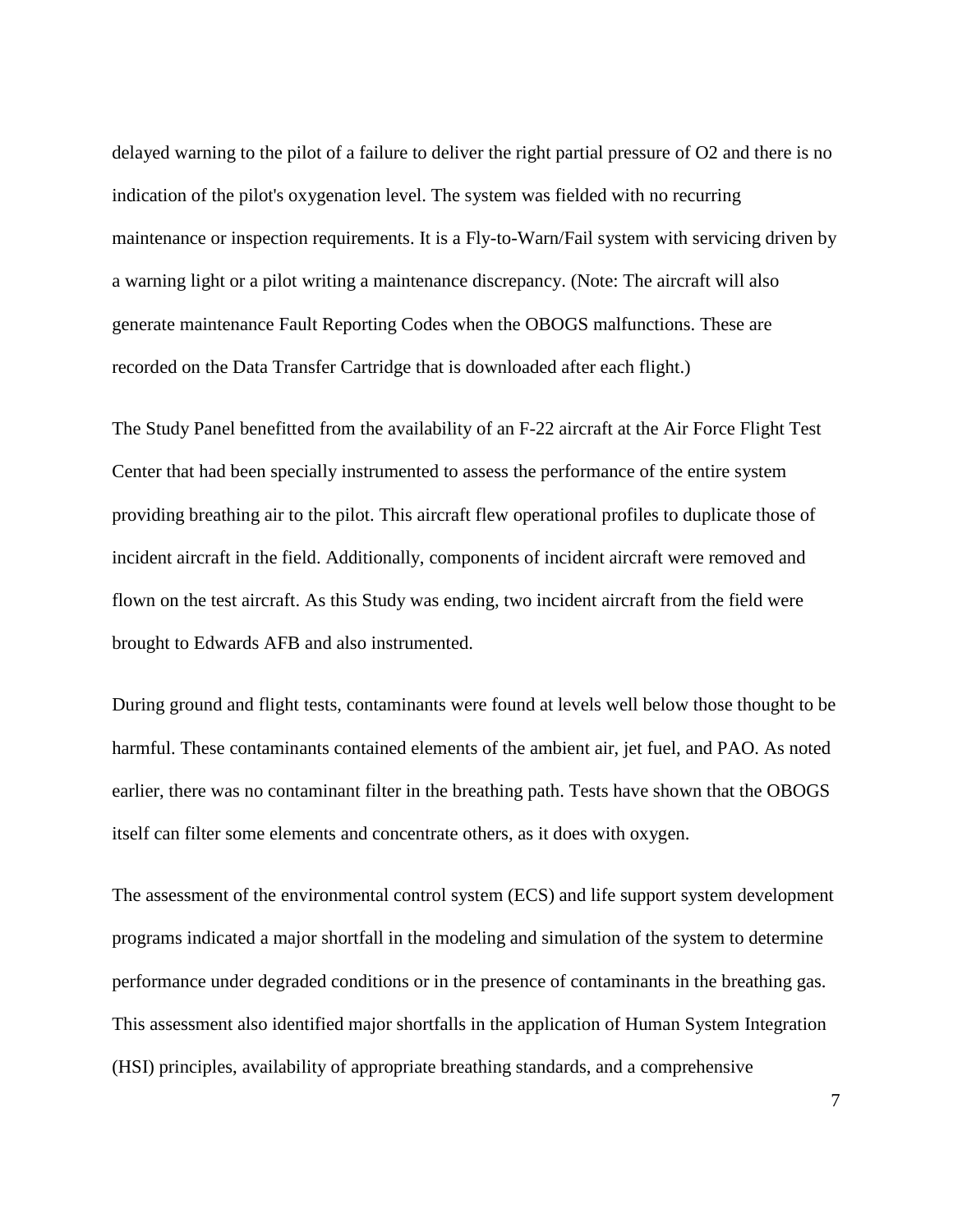delayed warning to the pilot of a failure to deliver the right partial pressure of O2 and there is no indication of the pilot's oxygenation level. The system was fielded with no recurring maintenance or inspection requirements. It is a Fly-to-Warn/Fail system with servicing driven by a warning light or a pilot writing a maintenance discrepancy. (Note: The aircraft will also generate maintenance Fault Reporting Codes when the OBOGS malfunctions. These are recorded on the Data Transfer Cartridge that is downloaded after each flight.)

The Study Panel benefitted from the availability of an F-22 aircraft at the Air Force Flight Test Center that had been specially instrumented to assess the performance of the entire system providing breathing air to the pilot. This aircraft flew operational profiles to duplicate those of incident aircraft in the field. Additionally, components of incident aircraft were removed and flown on the test aircraft. As this Study was ending, two incident aircraft from the field were brought to Edwards AFB and also instrumented.

During ground and flight tests, contaminants were found at levels well below those thought to be harmful. These contaminants contained elements of the ambient air, jet fuel, and PAO. As noted earlier, there was no contaminant filter in the breathing path. Tests have shown that the OBOGS itself can filter some elements and concentrate others, as it does with oxygen.

The assessment of the environmental control system (ECS) and life support system development programs indicated a major shortfall in the modeling and simulation of the system to determine performance under degraded conditions or in the presence of contaminants in the breathing gas. This assessment also identified major shortfalls in the application of Human System Integration (HSI) principles, availability of appropriate breathing standards, and a comprehensive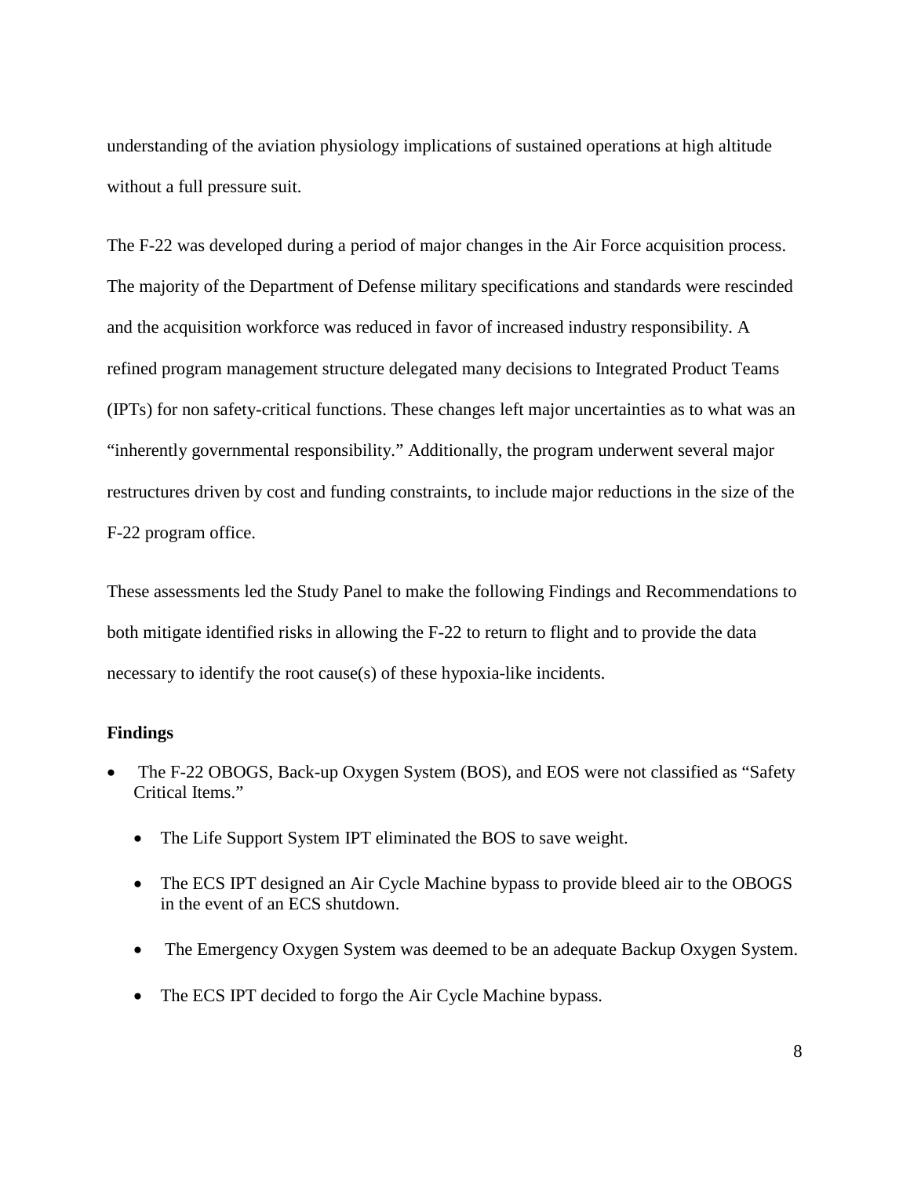understanding of the aviation physiology implications of sustained operations at high altitude without a full pressure suit.

The F-22 was developed during a period of major changes in the Air Force acquisition process. The majority of the Department of Defense military specifications and standards were rescinded and the acquisition workforce was reduced in favor of increased industry responsibility. A refined program management structure delegated many decisions to Integrated Product Teams (IPTs) for non safety-critical functions. These changes left major uncertainties as to what was an "inherently governmental responsibility." Additionally, the program underwent several major restructures driven by cost and funding constraints, to include major reductions in the size of the F-22 program office.

These assessments led the Study Panel to make the following Findings and Recommendations to both mitigate identified risks in allowing the F-22 to return to flight and to provide the data necessary to identify the root cause(s) of these hypoxia-like incidents.

### Findings

- The F-22 OBOGS, Back-up Oxygen System (BOS), and EOS were not classified as "Safety Critical Items."
  - The Life Support System IPT eliminated the BOS to save weight.
  - The ECS IPT designed an Air Cycle Machine bypass to provide bleed air to the OBOGS in the event of an ECS shutdown.
  - The Emergency Oxygen System was deemed to be an adequate Backup Oxygen System.
  - The ECS IPT decided to forgo the Air Cycle Machine bypass.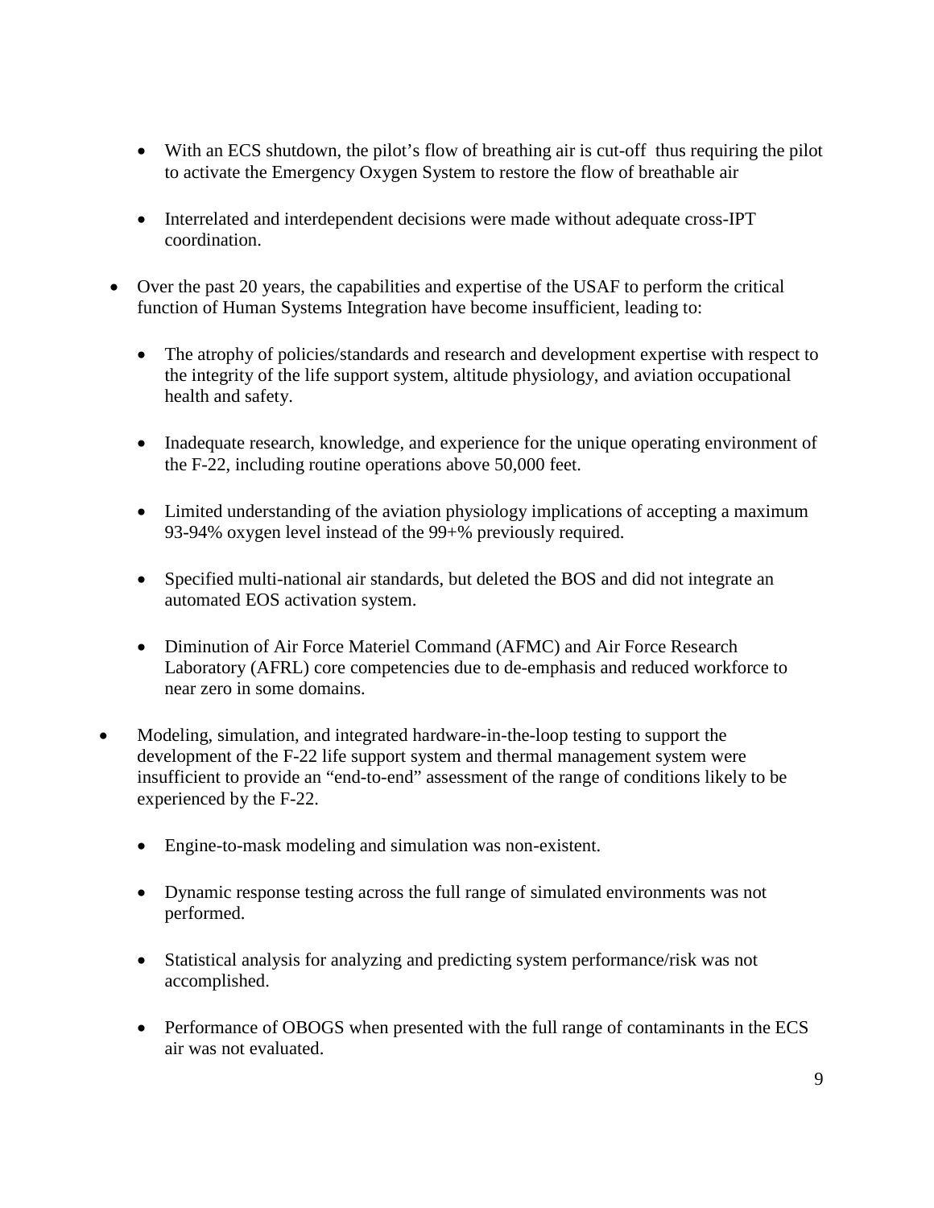- With an ECS shutdown, the pilot's flow of breathing air is cut-off thus requiring the pilot to activate the Emergency Oxygen System to restore the flow of breathable air

  - Interrelated and interdependent decisions were made without adequate cross-IPT coordination.

- Over the past 20 years, the capabilities and expertise of the USAF to perform the critical function of Human Systems Integration have become insufficient, leading to:

  - The atrophy of policies/standards and research and development expertise with respect to the integrity of the life support system, altitude physiology, and aviation occupational health and safety.

  - Inadequate research, knowledge, and experience for the unique operating environment of the F-22, including routine operations above 50,000 feet.

  - Limited understanding of the aviation physiology implications of accepting a maximum 93-94% oxygen level instead of the 99+% previously required.

  - Specified multi-national air standards, but deleted the BOS and did not integrate an automated EOS activation system.

  - Diminution of Air Force Materiel Command (AFMC) and Air Force Research Laboratory (AFRL) core competencies due to de-emphasis and reduced workforce to near zero in some domains.

- Modeling, simulation, and integrated hardware-in-the-loop testing to support the development of the F-22 life support system and thermal management system were insufficient to provide an "end-to-end" assessment of the range of conditions likely to be experienced by the F-22.

  - Engine-to-mask modeling and simulation was non-existent.

  - Dynamic response testing across the full range of simulated environments was not performed.

  - Statistical analysis for analyzing and predicting system performance/risk was not accomplished.

  - Performance of OBOGS when presented with the full range of contaminants in the ECS air was not evaluated.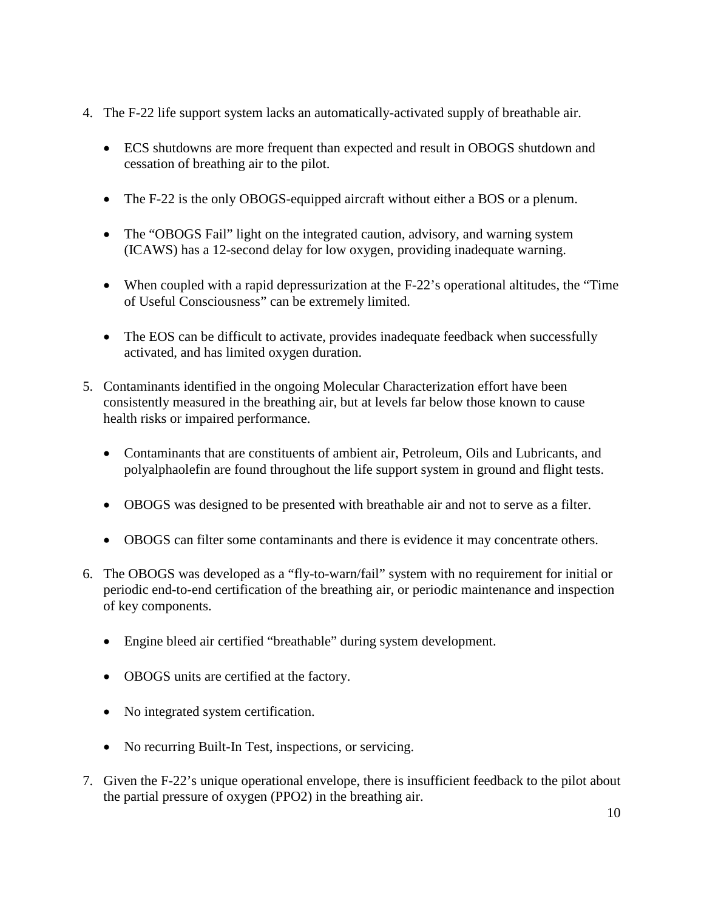4. The F-22 life support system lacks an automatically-activated supply of breathable air.

    - ECS shutdowns are more frequent than expected and result in OBOGS shutdown and cessation of breathing air to the pilot.

    - The F-22 is the only OBOGS-equipped aircraft without either a BOS or a plenum.

    - The “OBOGS Fail” light on the integrated caution, advisory, and warning system (ICAWS) has a 12-second delay for low oxygen, providing inadequate warning.

    - When coupled with a rapid depressurization at the F-22’s operational altitudes, the “Time of Useful Consciousness” can be extremely limited.

    - The EOS can be difficult to activate, provides inadequate feedback when successfully activated, and has limited oxygen duration.

5. Contaminants identified in the ongoing Molecular Characterization effort have been consistently measured in the breathing air, but at levels far below those known to cause health risks or impaired performance.

    - Contaminants that are constituents of ambient air, Petroleum, Oils and Lubricants, and polyalphaolefin are found throughout the life support system in ground and flight tests.

    - OBOGS was designed to be presented with breathable air and not to serve as a filter.

    - OBOGS can filter some contaminants and there is evidence it may concentrate others.

6. The OBOGS was developed as a “fly-to-warn/fail” system with no requirement for initial or periodic end-to-end certification of the breathing air, or periodic maintenance and inspection of key components.

    - Engine bleed air certified “breathable” during system development.

    - OBOGS units are certified at the factory.

    - No integrated system certification.

    - No recurring Built-In Test, inspections, or servicing.

7. Given the F-22’s unique operational envelope, there is insufficient feedback to the pilot about the partial pressure of oxygen (PPO2) in the breathing air.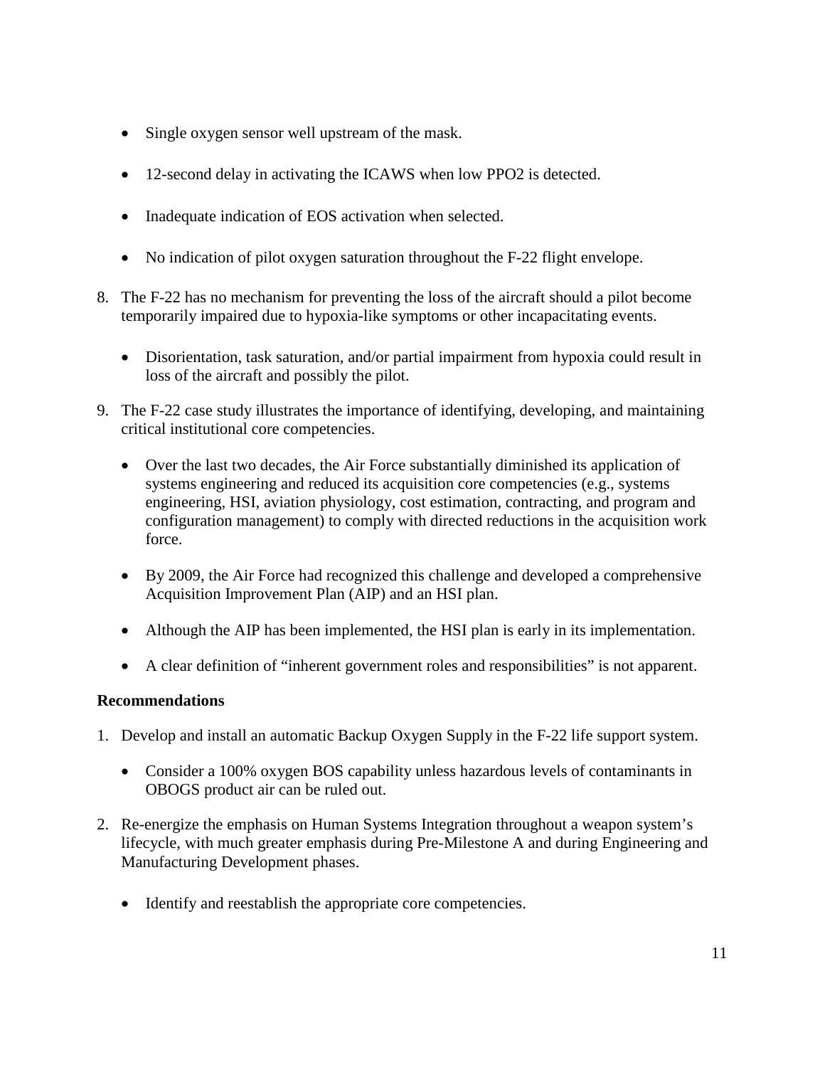- Single oxygen sensor well upstream of the mask.
- 12-second delay in activating the ICAWS when low PPO2 is detected.
- Inadequate indication of EOS activation when selected.
- No indication of pilot oxygen saturation throughout the F-22 flight envelope.

8. The F-22 has no mechanism for preventing the loss of the aircraft should a pilot become temporarily impaired due to hypoxia-like symptoms or other incapacitating events.

   - Disorientation, task saturation, and/or partial impairment from hypoxia could result in loss of the aircraft and possibly the pilot.

9. The F-22 case study illustrates the importance of identifying, developing, and maintaining critical institutional core competencies.

   - Over the last two decades, the Air Force substantially diminished its application of systems engineering and reduced its acquisition core competencies (e.g., systems engineering, HSI, aviation physiology, cost estimation, contracting, and program and configuration management) to comply with directed reductions in the acquisition work force.
   - By 2009, the Air Force had recognized this challenge and developed a comprehensive Acquisition Improvement Plan (AIP) and an HSI plan.
   - Although the AIP has been implemented, the HSI plan is early in its implementation.
   - A clear definition of "inherent government roles and responsibilities" is not apparent.

**Recommendations**

1. Develop and install an automatic Backup Oxygen Supply in the F-22 life support system.

   - Consider a 100% oxygen BOS capability unless hazardous levels of contaminants in OBOGS product air can be ruled out.

2. Re-energize the emphasis on Human Systems Integration throughout a weapon system's lifecycle, with much greater emphasis during Pre-Milestone A and during Engineering and Manufacturing Development phases.

   - Identify and reestablish the appropriate core competencies.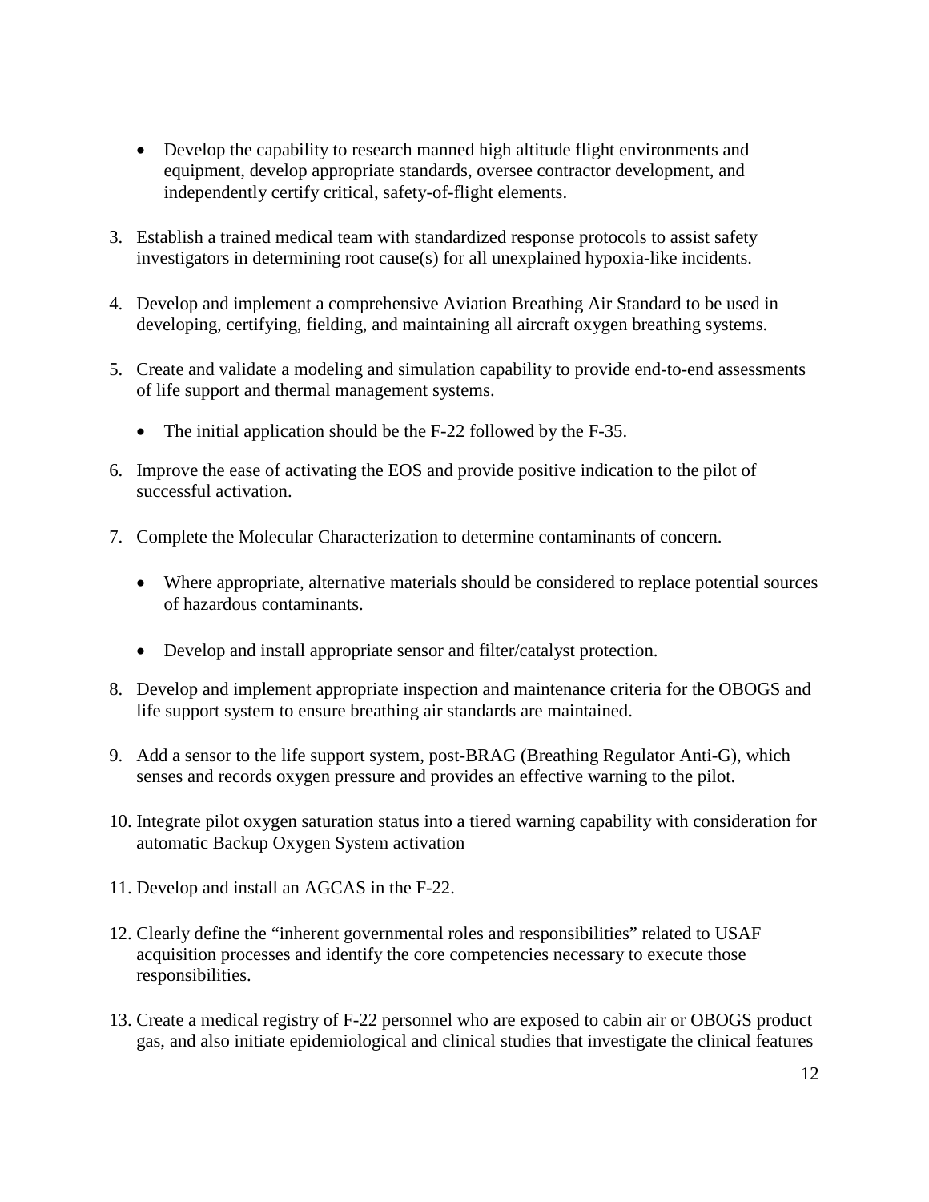- Develop the capability to research manned high altitude flight environments and equipment, develop appropriate standards, oversee contractor development, and independently certify critical, safety-of-flight elements.

3. Establish a trained medical team with standardized response protocols to assist safety investigators in determining root cause(s) for all unexplained hypoxia-like incidents.

4. Develop and implement a comprehensive Aviation Breathing Air Standard to be used in developing, certifying, fielding, and maintaining all aircraft oxygen breathing systems.

5. Create and validate a modeling and simulation capability to provide end-to-end assessments of life support and thermal management systems.

   - The initial application should be the F-22 followed by the F-35.

6. Improve the ease of activating the EOS and provide positive indication to the pilot of successful activation.

7. Complete the Molecular Characterization to determine contaminants of concern.

   - Where appropriate, alternative materials should be considered to replace potential sources of hazardous contaminants.

   - Develop and install appropriate sensor and filter/catalyst protection.

8. Develop and implement appropriate inspection and maintenance criteria for the OBOGS and life support system to ensure breathing air standards are maintained.

9. Add a sensor to the life support system, post-BRAG (Breathing Regulator Anti-G), which senses and records oxygen pressure and provides an effective warning to the pilot.

10. Integrate pilot oxygen saturation status into a tiered warning capability with consideration for automatic Backup Oxygen System activation

11. Develop and install an AGCAS in the F-22.

12. Clearly define the "inherent governmental roles and responsibilities" related to USAF acquisition processes and identify the core competencies necessary to execute those responsibilities.

13. Create a medical registry of F-22 personnel who are exposed to cabin air or OBOGS product gas, and also initiate epidemiological and clinical studies that investigate the clinical features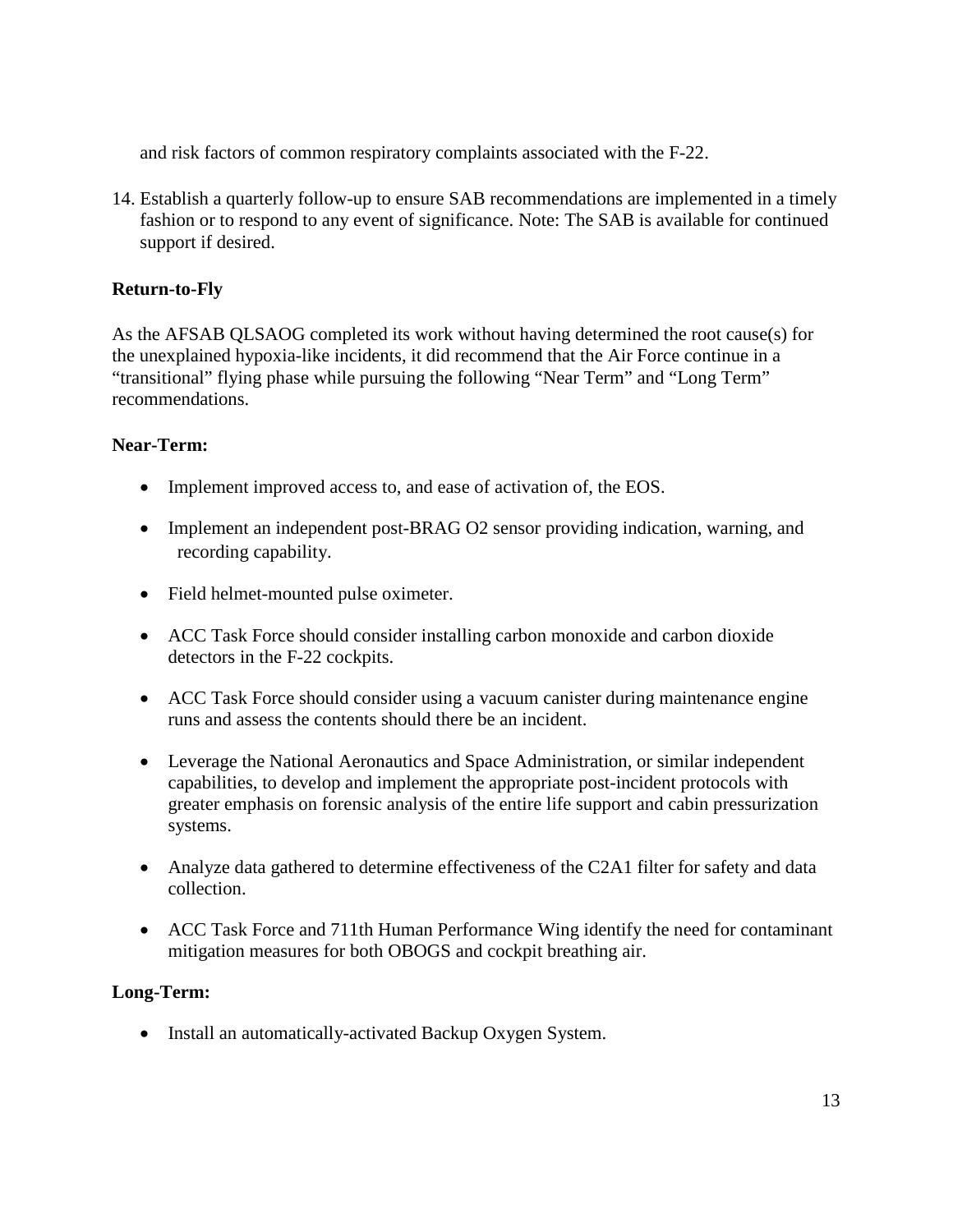and risk factors of common respiratory complaints associated with the F-22.

14. Establish a quarterly follow-up to ensure SAB recommendations are implemented in a timely fashion or to respond to any event of significance. Note: The SAB is available for continued support if desired.

**Return-to-Fly**

As the AFSAB QLSAOG completed its work without having determined the root cause(s) for the unexplained hypoxia-like incidents, it did recommend that the Air Force continue in a "transitional" flying phase while pursuing the following "Near Term" and "Long Term" recommendations.

**Near-Term:**

- Implement improved access to, and ease of activation of, the EOS.
- Implement an independent post-BRAG O2 sensor providing indication, warning, and recording capability.
- Field helmet-mounted pulse oximeter.
- ACC Task Force should consider installing carbon monoxide and carbon dioxide detectors in the F-22 cockpits.
- ACC Task Force should consider using a vacuum canister during maintenance engine runs and assess the contents should there be an incident.
- Leverage the National Aeronautics and Space Administration, or similar independent capabilities, to develop and implement the appropriate post-incident protocols with greater emphasis on forensic analysis of the entire life support and cabin pressurization systems.
- Analyze data gathered to determine effectiveness of the C2A1 filter for safety and data collection.
- ACC Task Force and 711th Human Performance Wing identify the need for contaminant mitigation measures for both OBOGS and cockpit breathing air.

**Long-Term:**

- Install an automatically-activated Backup Oxygen System.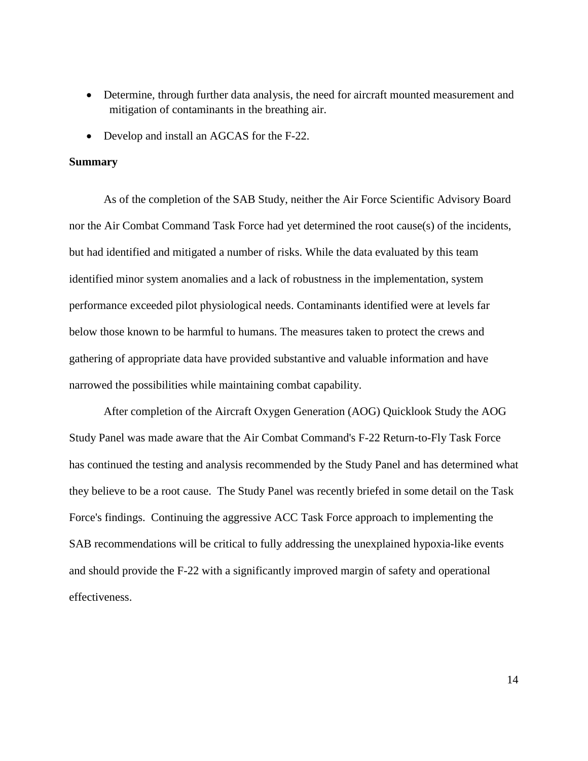- Determine, through further data analysis, the need for aircraft mounted measurement and mitigation of contaminants in the breathing air.
- Develop and install an AGCAS for the F-22.

**Summary**

As of the completion of the SAB Study, neither the Air Force Scientific Advisory Board nor the Air Combat Command Task Force had yet determined the root cause(s) of the incidents, but had identified and mitigated a number of risks. While the data evaluated by this team identified minor system anomalies and a lack of robustness in the implementation, system performance exceeded pilot physiological needs. Contaminants identified were at levels far below those known to be harmful to humans. The measures taken to protect the crews and gathering of appropriate data have provided substantive and valuable information and have narrowed the possibilities while maintaining combat capability.

After completion of the Aircraft Oxygen Generation (AOG) Quicklook Study the AOG Study Panel was made aware that the Air Combat Command's F-22 Return-to-Fly Task Force has continued the testing and analysis recommended by the Study Panel and has determined what they believe to be a root cause. The Study Panel was recently briefed in some detail on the Task Force's findings. Continuing the aggressive ACC Task Force approach to implementing the SAB recommendations will be critical to fully addressing the unexplained hypoxia-like events and should provide the F-22 with a significantly improved margin of safety and operational effectiveness.